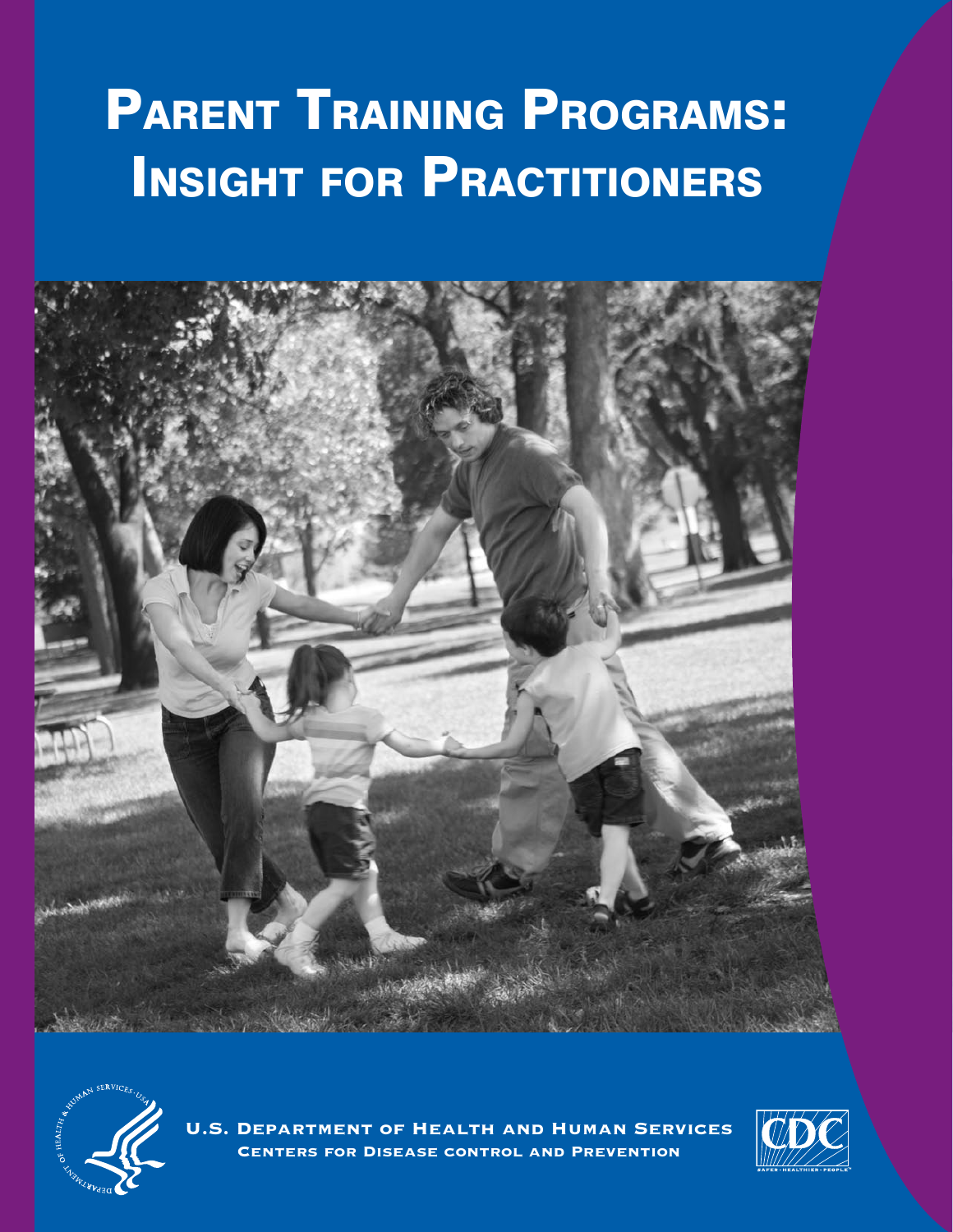# Parent Training Programs: Insight for Practitioners

U.S. Department of Health and Human Services

Centers for Disease control and Prevention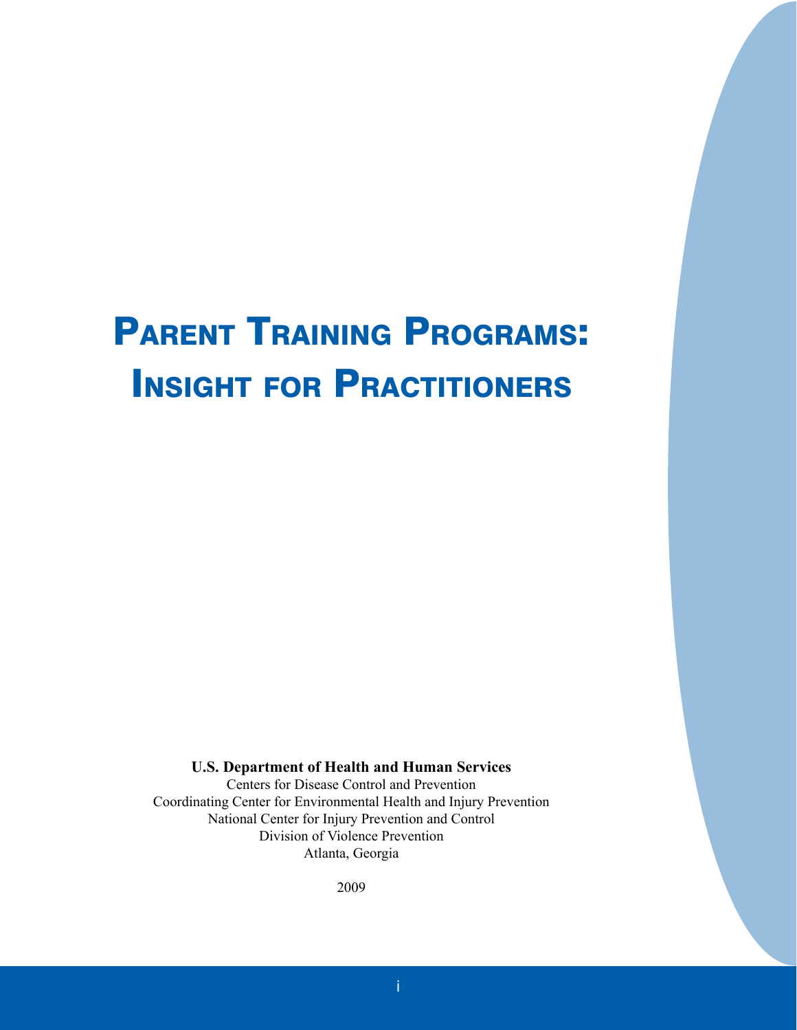# Parent Training Programs: Insight for Practitioners

**U.S. Department of Health and Human Services**

Centers for Disease Control and Prevention

Coordinating Center for Environmental Health and Injury Prevention

National Center for Injury Prevention and Control

Division of Violence Prevention

Atlanta, Georgia

2009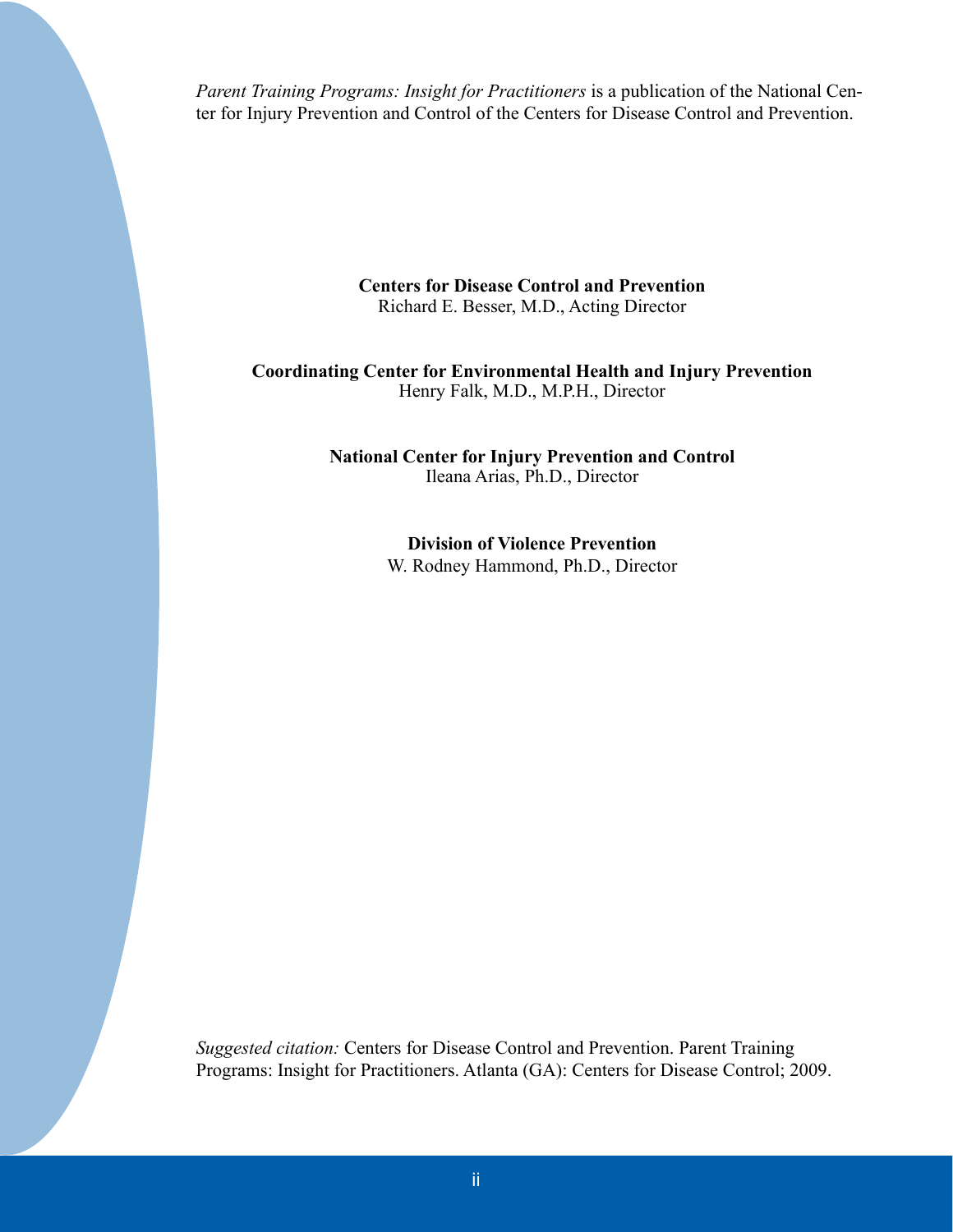*Parent Training Programs: Insight for Practitioners* is a publication of the National Center for Injury Prevention and Control of the Centers for Disease Control and Prevention.

**Centers for Disease Control and Prevention**
Richard E. Besser, M.D., Acting Director

**Coordinating Center for Environmental Health and Injury Prevention**
Henry Falk, M.D., M.P.H., Director

**National Center for Injury Prevention and Control**
Ileana Arias, Ph.D., Director

**Division of Violence Prevention**
W. Rodney Hammond, Ph.D., Director

*Suggested citation:* Centers for Disease Control and Prevention. Parent Training Programs: Insight for Practitioners. Atlanta (GA): Centers for Disease Control; 2009.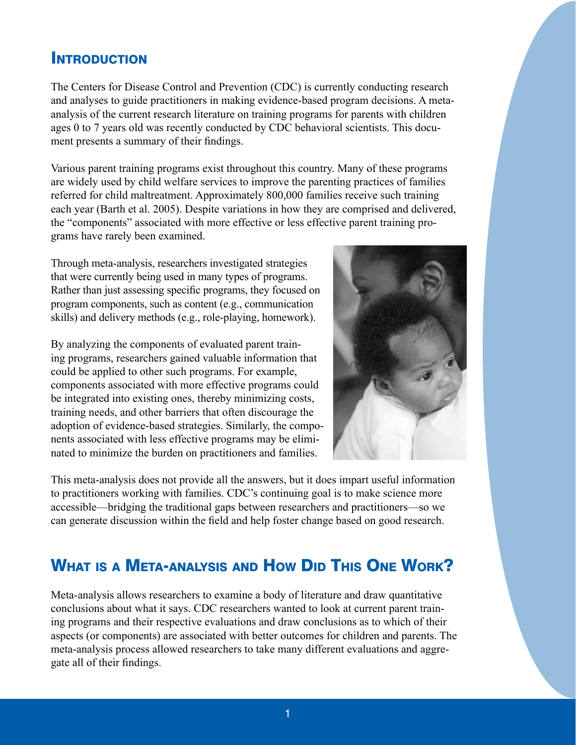## Introduction

The Centers for Disease Control and Prevention (CDC) is currently conducting research and analyses to guide practitioners in making evidence-based program decisions. A meta-analysis of the current research literature on training programs for parents with children ages 0 to 7 years old was recently conducted by CDC behavioral scientists. This document presents a summary of their findings.

Various parent training programs exist throughout this country. Many of these programs are widely used by child welfare services to improve the parenting practices of families referred for child maltreatment. Approximately 800,000 families receive such training each year (Barth et al. 2005). Despite variations in how they are comprised and delivered, the "components" associated with more effective or less effective parent training programs have rarely been examined.

Through meta-analysis, researchers investigated strategies that were currently being used in many types of programs. Rather than just assessing specific programs, they focused on program components, such as content (e.g., communication skills) and delivery methods (e.g., role-playing, homework).

By analyzing the components of evaluated parent training programs, researchers gained valuable information that could be applied to other such programs. For example, components associated with more effective programs could be integrated into existing ones, thereby minimizing costs, training needs, and other barriers that often discourage the adoption of evidence-based strategies. Similarly, the components associated with less effective programs may be eliminated to minimize the burden on practitioners and families.

This meta-analysis does not provide all the answers, but it does impart useful information to practitioners working with families. CDC's continuing goal is to make science more accessible—bridging the traditional gaps between researchers and practitioners—so we can generate discussion within the field and help foster change based on good research.

## What is a Meta-analysis and How Did This One Work?

Meta-analysis allows researchers to examine a body of literature and draw quantitative conclusions about what it says. CDC researchers wanted to look at current parent training programs and their respective evaluations and draw conclusions as to which of their aspects (or components) are associated with better outcomes for children and parents. The meta-analysis process allowed researchers to take many different evaluations and aggregate all of their findings.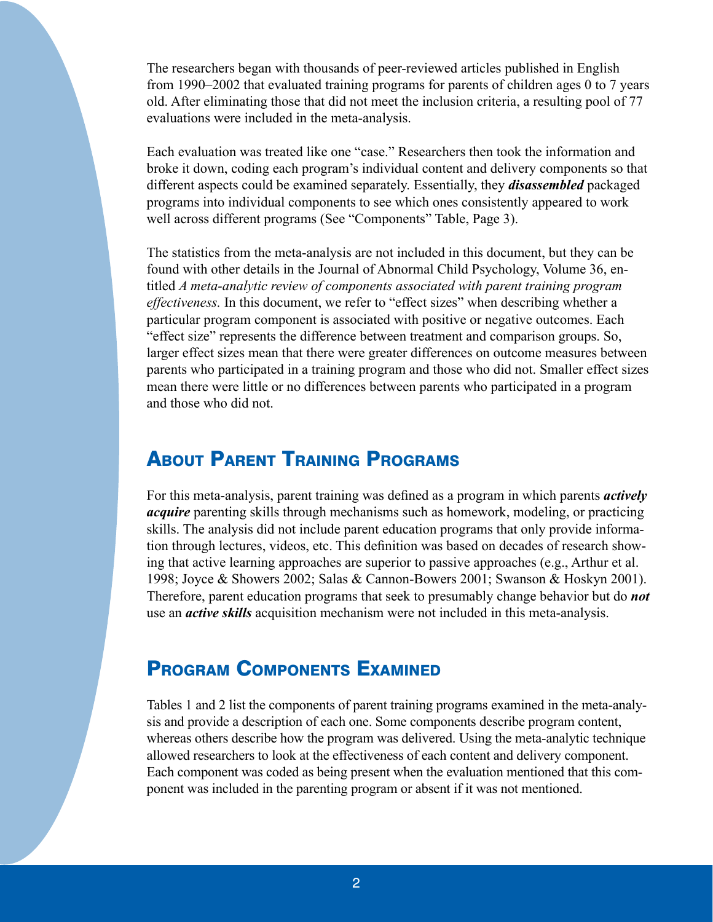The researchers began with thousands of peer-reviewed articles published in English from 1990–2002 that evaluated training programs for parents of children ages 0 to 7 years old. After eliminating those that did not meet the inclusion criteria, a resulting pool of 77 evaluations were included in the meta-analysis.

Each evaluation was treated like one "case." Researchers then took the information and broke it down, coding each program's individual content and delivery components so that different aspects could be examined separately. Essentially, they ***disassembled*** packaged programs into individual components to see which ones consistently appeared to work well across different programs (See "Components" Table, Page 3).

The statistics from the meta-analysis are not included in this document, but they can be found with other details in the Journal of Abnormal Child Psychology, Volume 36, entitled *A meta-analytic review of components associated with parent training program effectiveness.* In this document, we refer to "effect sizes" when describing whether a particular program component is associated with positive or negative outcomes. Each "effect size" represents the difference between treatment and comparison groups. So, larger effect sizes mean that there were greater differences on outcome measures between parents who participated in a training program and those who did not. Smaller effect sizes mean there were little or no differences between parents who participated in a program and those who did not.

## About Parent Training Programs

For this meta-analysis, parent training was defined as a program in which parents ***actively acquire*** parenting skills through mechanisms such as homework, modeling, or practicing skills. The analysis did not include parent education programs that only provide information through lectures, videos, etc. This definition was based on decades of research showing that active learning approaches are superior to passive approaches (e.g., Arthur et al. 1998; Joyce & Showers 2002; Salas & Cannon-Bowers 2001; Swanson & Hoskyn 2001). Therefore, parent education programs that seek to presumably change behavior but do ***not*** use an ***active skills*** acquisition mechanism were not included in this meta-analysis.

## Program Components Examined

Tables 1 and 2 list the components of parent training programs examined in the meta-analysis and provide a description of each one. Some components describe program content, whereas others describe how the program was delivered. Using the meta-analytic technique allowed researchers to look at the effectiveness of each content and delivery component. Each component was coded as being present when the evaluation mentioned that this component was included in the parenting program or absent if it was not mentioned.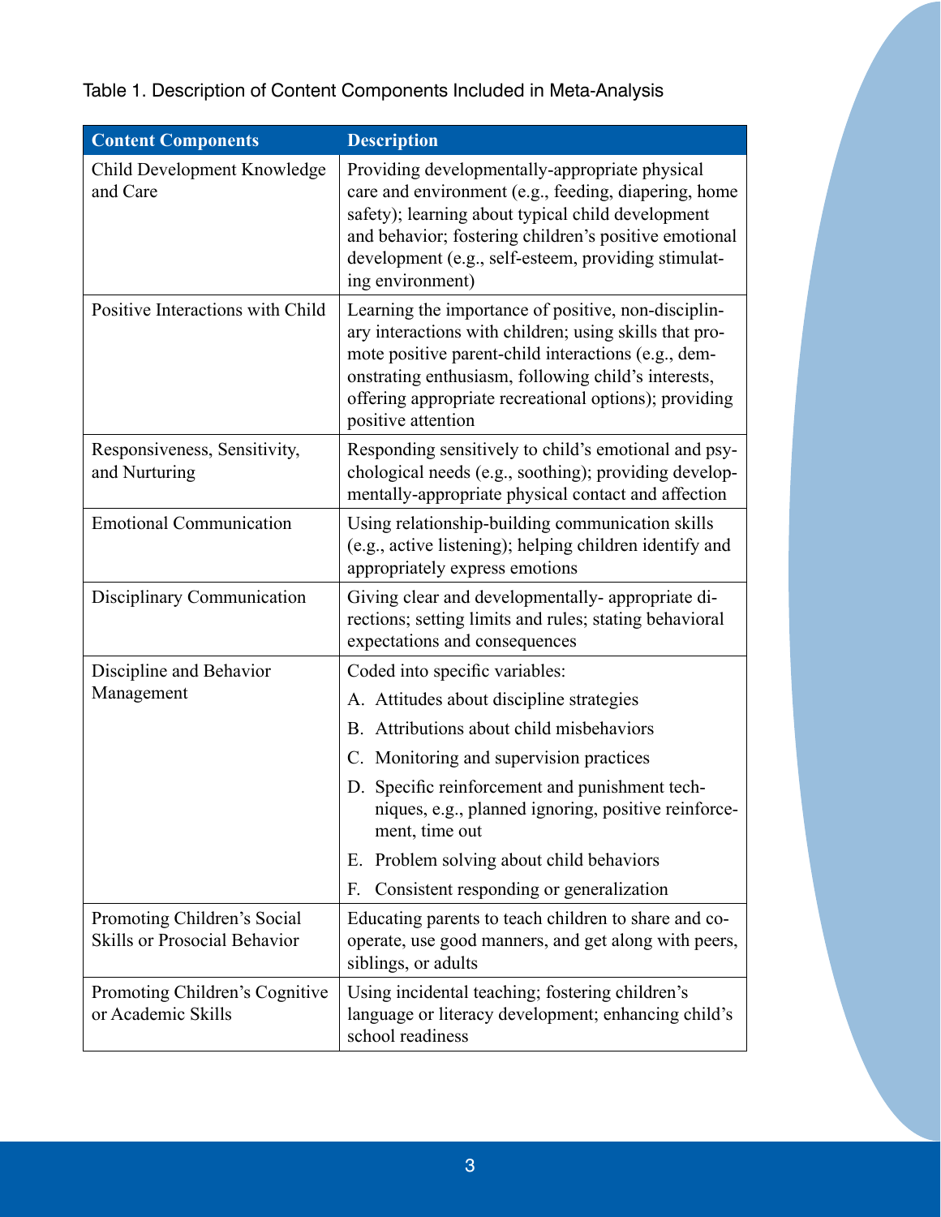Table 1. Description of Content Components Included in Meta-Analysis

| Content Components | Description |
| --- | --- |
| Child Development Knowledge and Care | Providing developmentally-appropriate physical care and environment (e.g., feeding, diapering, home safety); learning about typical child development and behavior; fostering children's positive emotional development (e.g., self-esteem, providing stimulating environment) |
| Positive Interactions with Child | Learning the importance of positive, non-disciplinary interactions with children; using skills that promote positive parent-child interactions (e.g., demonstrating enthusiasm, following child's interests, offering appropriate recreational options); providing positive attention |
| Responsiveness, Sensitivity, and Nurturing | Responding sensitively to child's emotional and psychological needs (e.g., soothing); providing developmentally-appropriate physical contact and affection |
| Emotional Communication | Using relationship-building communication skills (e.g., active listening); helping children identify and appropriately express emotions |
| Disciplinary Communication | Giving clear and developmentally- appropriate directions; setting limits and rules; stating behavioral expectations and consequences |
| Discipline and Behavior Management | Coded into specific variables:<br>A. Attitudes about discipline strategies<br>B. Attributions about child misbehaviors<br>C. Monitoring and supervision practices<br>D. Specific reinforcement and punishment techniques, e.g., planned ignoring, positive reinforcement, time out<br>E. Problem solving about child behaviors<br>F. Consistent responding or generalization |
| Promoting Children's Social Skills or Prosocial Behavior | Educating parents to teach children to share and cooperate, use good manners, and get along with peers, siblings, or adults |
| Promoting Children's Cognitive or Academic Skills | Using incidental teaching; fostering children's language or literacy development; enhancing child's school readiness |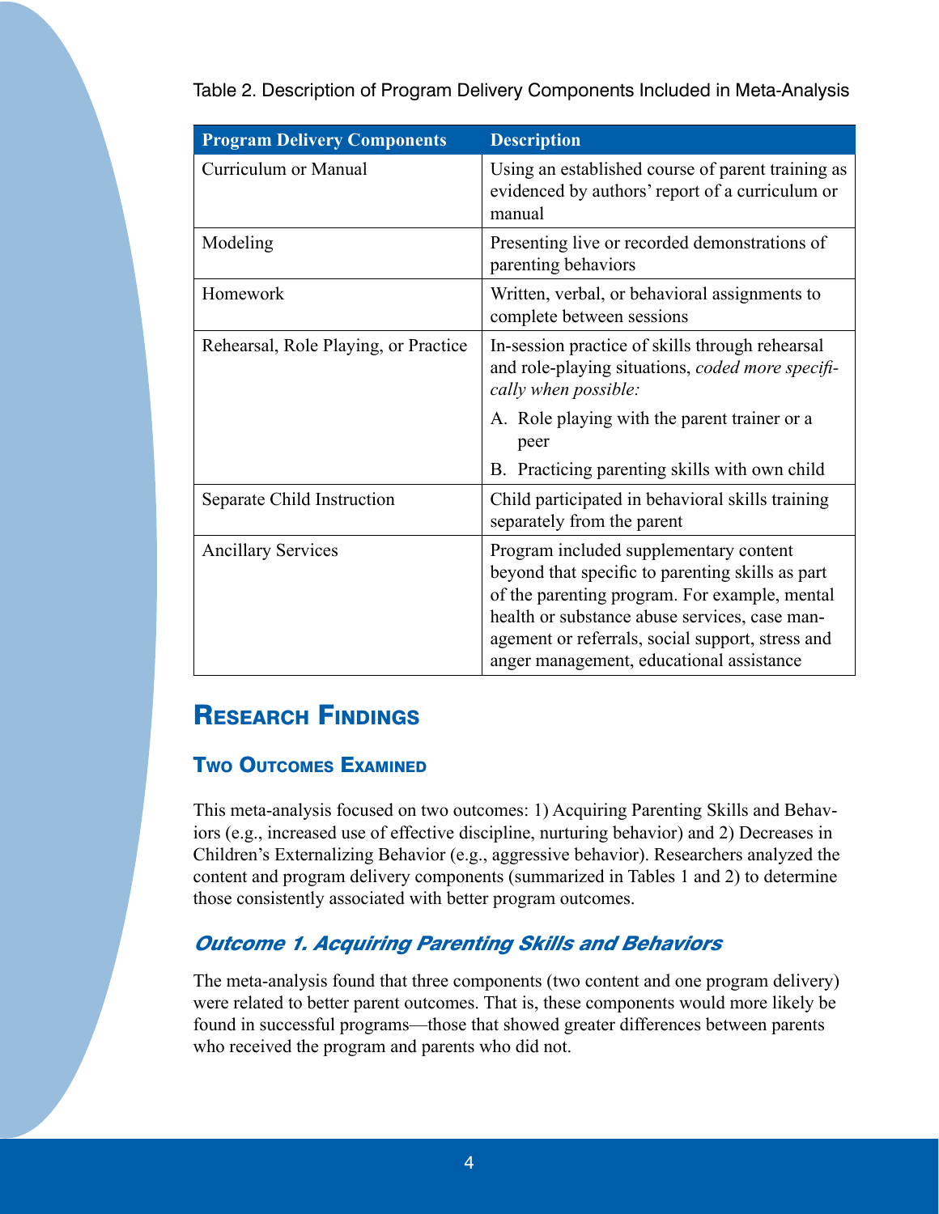Table 2. Description of Program Delivery Components Included in Meta-Analysis

| Program Delivery Components | Description |
| --- | --- |
| Curriculum or Manual | Using an established course of parent training as evidenced by authors' report of a curriculum or manual |
| Modeling | Presenting live or recorded demonstrations of parenting behaviors |
| Homework | Written, verbal, or behavioral assignments to complete between sessions |
| Rehearsal, Role Playing, or Practice | In-session practice of skills through rehearsal and role-playing situations, *coded more specifically when possible:* A. Role playing with the parent trainer or a peer B. Practicing parenting skills with own child |
| Separate Child Instruction | Child participated in behavioral skills training separately from the parent |
| Ancillary Services | Program included supplementary content beyond that specific to parenting skills as part of the parenting program. For example, mental health or substance abuse services, case management or referrals, social support, stress and anger management, educational assistance |

## Research Findings

### Two Outcomes Examined

This meta-analysis focused on two outcomes: 1) Acquiring Parenting Skills and Behaviors (e.g., increased use of effective discipline, nurturing behavior) and 2) Decreases in Children's Externalizing Behavior (e.g., aggressive behavior). Researchers analyzed the content and program delivery components (summarized in Tables 1 and 2) to determine those consistently associated with better program outcomes.

### *Outcome 1. Acquiring Parenting Skills and Behaviors*

The meta-analysis found that three components (two content and one program delivery) were related to better parent outcomes. That is, these components would more likely be found in successful programs—those that showed greater differences between parents who received the program and parents who did not.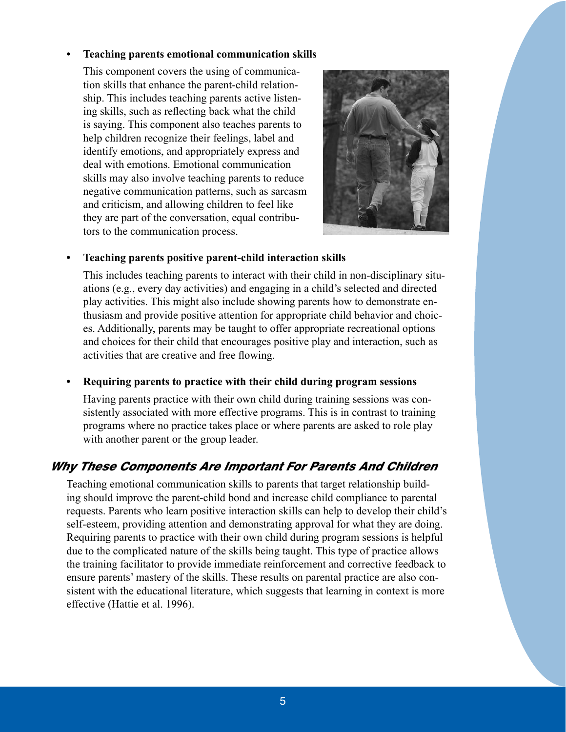- **Teaching parents emotional communication skills**

  This component covers the using of communication skills that enhance the parent-child relationship. This includes teaching parents active listening skills, such as reflecting back what the child is saying. This component also teaches parents to help children recognize their feelings, label and identify emotions, and appropriately express and deal with emotions. Emotional communication skills may also involve teaching parents to reduce negative communication patterns, such as sarcasm and criticism, and allowing children to feel like they are part of the conversation, equal contributors to the communication process.

- **Teaching parents positive parent-child interaction skills**

  This includes teaching parents to interact with their child in non-disciplinary situations (e.g., every day activities) and engaging in a child's selected and directed play activities. This might also include showing parents how to demonstrate enthusiasm and provide positive attention for appropriate child behavior and choices. Additionally, parents may be taught to offer appropriate recreational options and choices for their child that encourages positive play and interaction, such as activities that are creative and free flowing.

- **Requiring parents to practice with their child during program sessions**

  Having parents practice with their own child during training sessions was consistently associated with more effective programs. This is in contrast to training programs where no practice takes place or where parents are asked to role play with another parent or the group leader.

## *Why These Components Are Important For Parents And Children*

Teaching emotional communication skills to parents that target relationship building should improve the parent-child bond and increase child compliance to parental requests. Parents who learn positive interaction skills can help to develop their child's self-esteem, providing attention and demonstrating approval for what they are doing. Requiring parents to practice with their own child during program sessions is helpful due to the complicated nature of the skills being taught. This type of practice allows the training facilitator to provide immediate reinforcement and corrective feedback to ensure parents' mastery of the skills. These results on parental practice are also consistent with the educational literature, which suggests that learning in context is more effective (Hattie et al. 1996).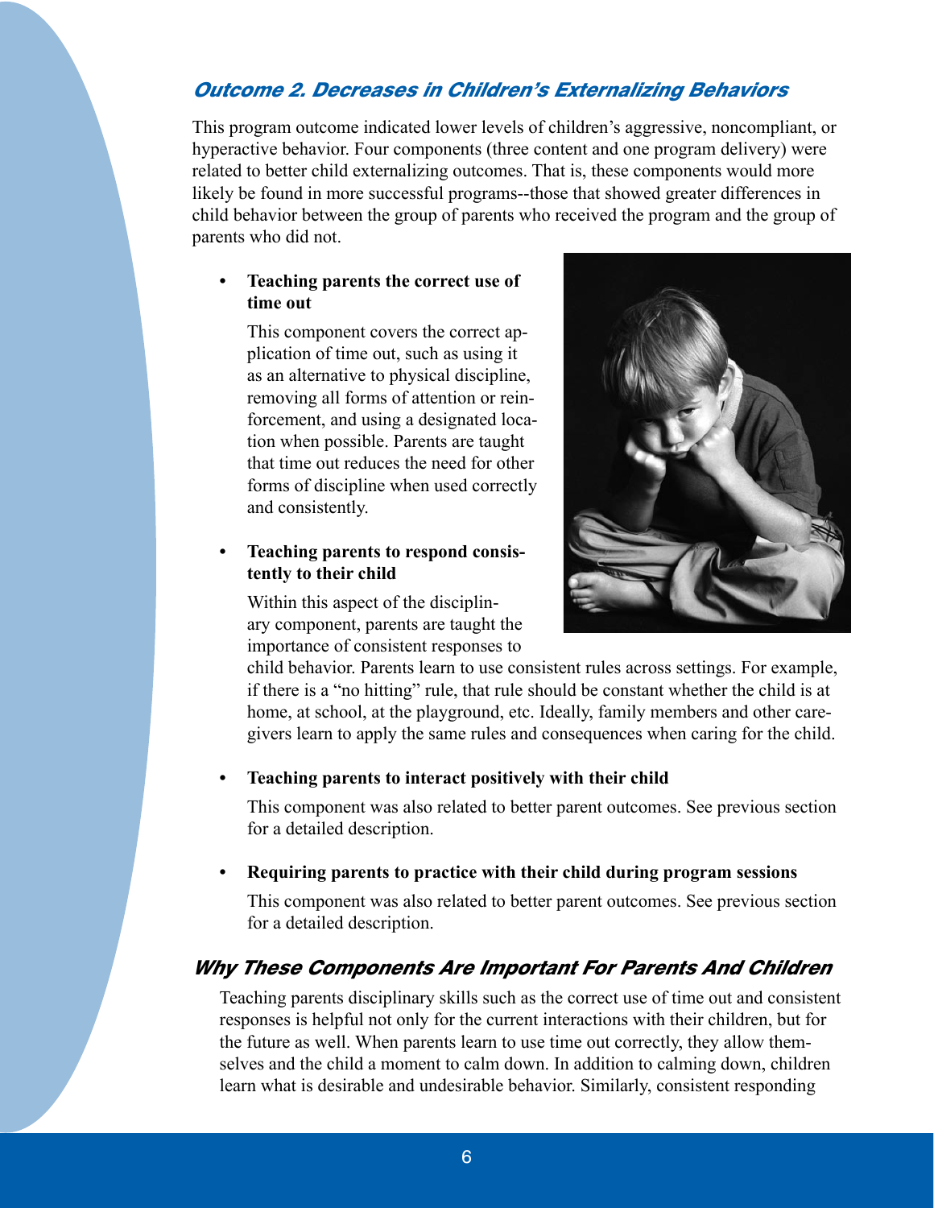### *Outcome 2. Decreases in Children's Externalizing Behaviors*

This program outcome indicated lower levels of children's aggressive, noncompliant, or hyperactive behavior. Four components (three content and one program delivery) were related to better child externalizing outcomes. That is, these components would more likely be found in more successful programs--those that showed greater differences in child behavior between the group of parents who received the program and the group of parents who did not.

- **Teaching parents the correct use of time out**

  This component covers the correct application of time out, such as using it as an alternative to physical discipline, removing all forms of attention or reinforcement, and using a designated location when possible. Parents are taught that time out reduces the need for other forms of discipline when used correctly and consistently.

- **Teaching parents to respond consistently to their child**

  Within this aspect of the disciplinary component, parents are taught the importance of consistent responses to child behavior. Parents learn to use consistent rules across settings. For example, if there is a "no hitting" rule, that rule should be constant whether the child is at home, at school, at the playground, etc. Ideally, family members and other caregivers learn to apply the same rules and consequences when caring for the child.

- **Teaching parents to interact positively with their child**

  This component was also related to better parent outcomes. See previous section for a detailed description.

- **Requiring parents to practice with their child during program sessions**

  This component was also related to better parent outcomes. See previous section for a detailed description.

### *Why These Components Are Important For Parents And Children*

Teaching parents disciplinary skills such as the correct use of time out and consistent responses is helpful not only for the current interactions with their children, but for the future as well. When parents learn to use time out correctly, they allow themselves and the child a moment to calm down. In addition to calming down, children learn what is desirable and undesirable behavior. Similarly, consistent responding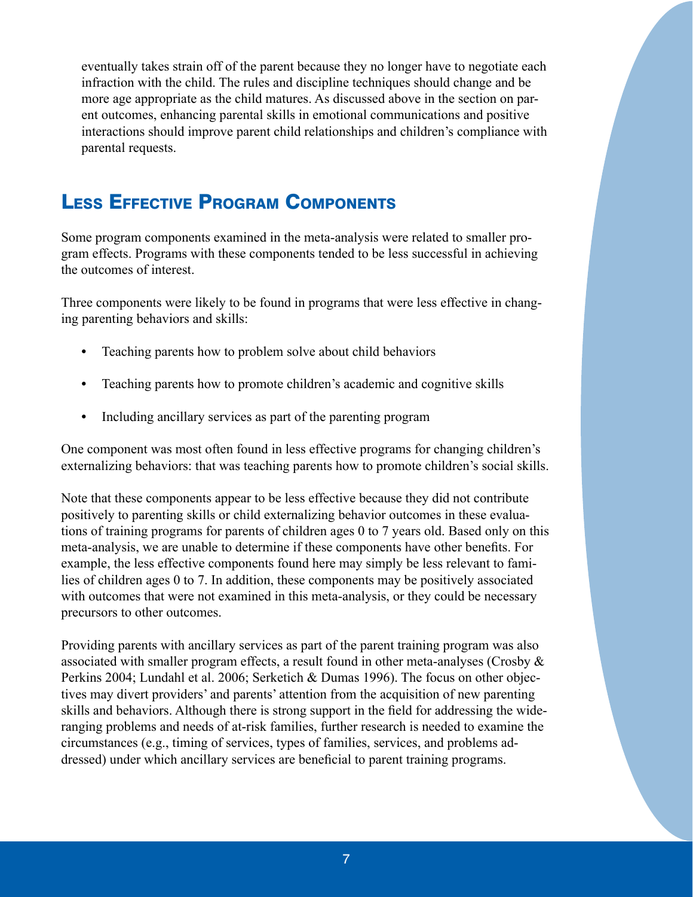eventually takes strain off of the parent because they no longer have to negotiate each infraction with the child. The rules and discipline techniques should change and be more age appropriate as the child matures. As discussed above in the section on parent outcomes, enhancing parental skills in emotional communications and positive interactions should improve parent child relationships and children's compliance with parental requests.

## Less Effective Program Components

Some program components examined in the meta-analysis were related to smaller program effects. Programs with these components tended to be less successful in achieving the outcomes of interest.

Three components were likely to be found in programs that were less effective in changing parenting behaviors and skills:

- Teaching parents how to problem solve about child behaviors
- Teaching parents how to promote children's academic and cognitive skills
- Including ancillary services as part of the parenting program

One component was most often found in less effective programs for changing children's externalizing behaviors: that was teaching parents how to promote children's social skills.

Note that these components appear to be less effective because they did not contribute positively to parenting skills or child externalizing behavior outcomes in these evaluations of training programs for parents of children ages 0 to 7 years old. Based only on this meta-analysis, we are unable to determine if these components have other benefits. For example, the less effective components found here may simply be less relevant to families of children ages 0 to 7. In addition, these components may be positively associated with outcomes that were not examined in this meta-analysis, or they could be necessary precursors to other outcomes.

Providing parents with ancillary services as part of the parent training program was also associated with smaller program effects, a result found in other meta-analyses (Crosby & Perkins 2004; Lundahl et al. 2006; Serketich & Dumas 1996). The focus on other objectives may divert providers' and parents' attention from the acquisition of new parenting skills and behaviors. Although there is strong support in the field for addressing the wide-ranging problems and needs of at-risk families, further research is needed to examine the circumstances (e.g., timing of services, types of families, services, and problems addressed) under which ancillary services are beneficial to parent training programs.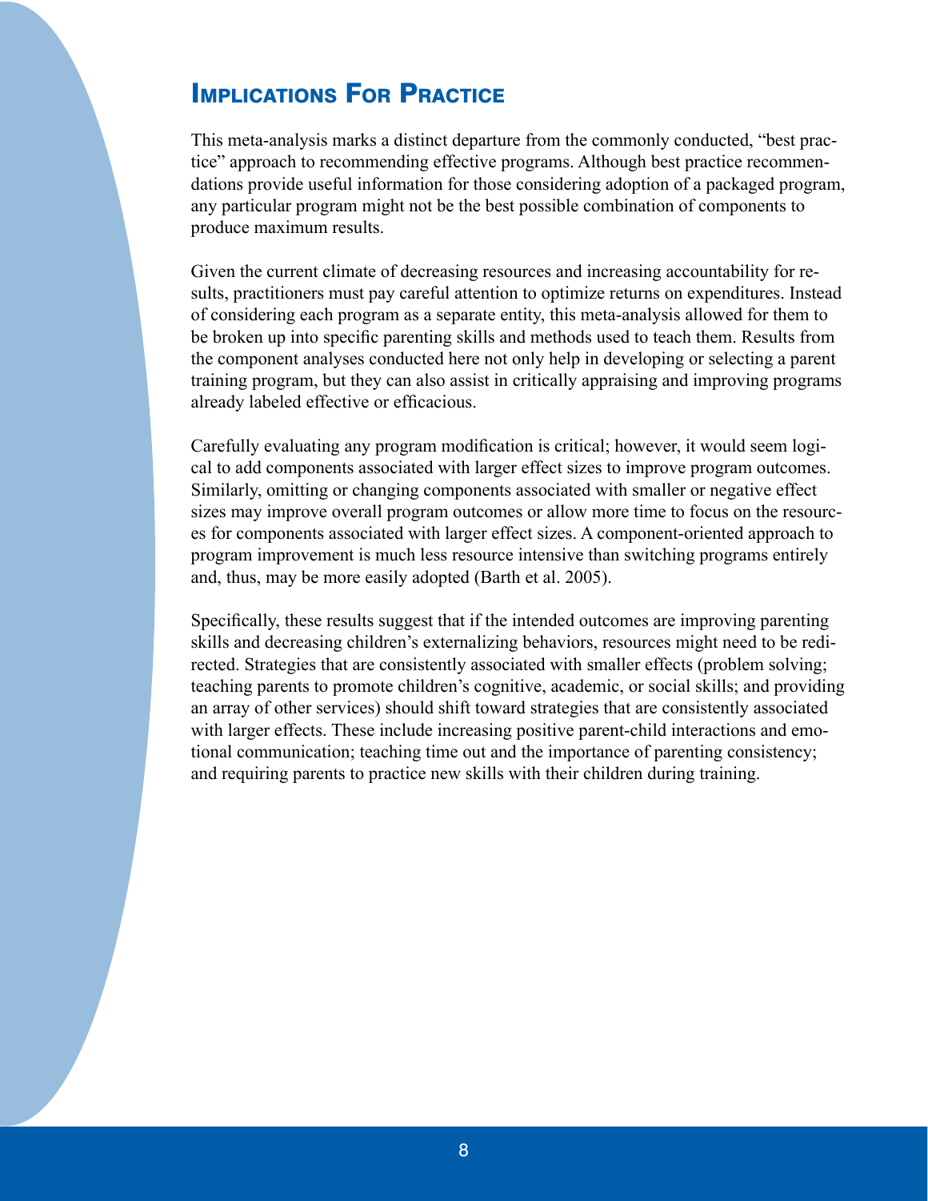## Implications For Practice

This meta-analysis marks a distinct departure from the commonly conducted, "best practice" approach to recommending effective programs. Although best practice recommendations provide useful information for those considering adoption of a packaged program, any particular program might not be the best possible combination of components to produce maximum results.

Given the current climate of decreasing resources and increasing accountability for results, practitioners must pay careful attention to optimize returns on expenditures. Instead of considering each program as a separate entity, this meta-analysis allowed for them to be broken up into specific parenting skills and methods used to teach them. Results from the component analyses conducted here not only help in developing or selecting a parent training program, but they can also assist in critically appraising and improving programs already labeled effective or efficacious.

Carefully evaluating any program modification is critical; however, it would seem logical to add components associated with larger effect sizes to improve program outcomes. Similarly, omitting or changing components associated with smaller or negative effect sizes may improve overall program outcomes or allow more time to focus on the resources for components associated with larger effect sizes. A component-oriented approach to program improvement is much less resource intensive than switching programs entirely and, thus, may be more easily adopted (Barth et al. 2005).

Specifically, these results suggest that if the intended outcomes are improving parenting skills and decreasing children's externalizing behaviors, resources might need to be redirected. Strategies that are consistently associated with smaller effects (problem solving; teaching parents to promote children's cognitive, academic, or social skills; and providing an array of other services) should shift toward strategies that are consistently associated with larger effects. These include increasing positive parent-child interactions and emotional communication; teaching time out and the importance of parenting consistency; and requiring parents to practice new skills with their children during training.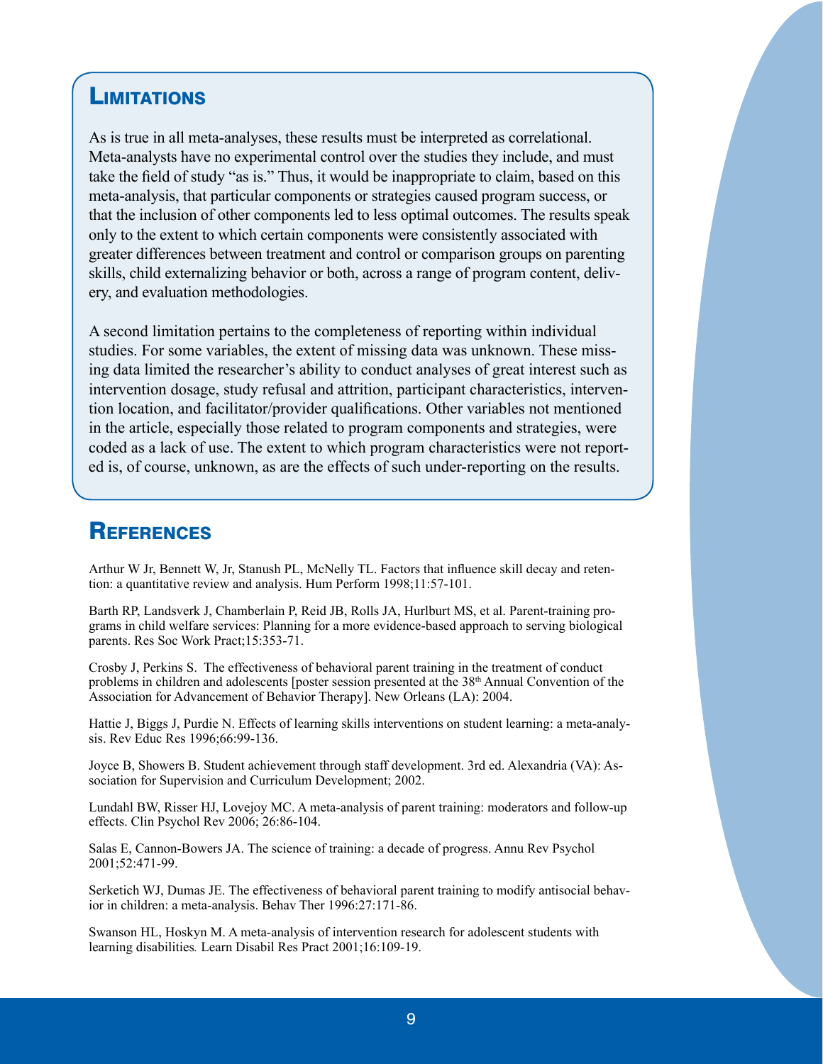## Limitations

As is true in all meta-analyses, these results must be interpreted as correlational. Meta-analysts have no experimental control over the studies they include, and must take the field of study "as is." Thus, it would be inappropriate to claim, based on this meta-analysis, that particular components or strategies caused program success, or that the inclusion of other components led to less optimal outcomes. The results speak only to the extent to which certain components were consistently associated with greater differences between treatment and control or comparison groups on parenting skills, child externalizing behavior or both, across a range of program content, delivery, and evaluation methodologies.

A second limitation pertains to the completeness of reporting within individual studies. For some variables, the extent of missing data was unknown. These missing data limited the researcher's ability to conduct analyses of great interest such as intervention dosage, study refusal and attrition, participant characteristics, intervention location, and facilitator/provider qualifications. Other variables not mentioned in the article, especially those related to program components and strategies, were coded as a lack of use. The extent to which program characteristics were not reported is, of course, unknown, as are the effects of such under-reporting on the results.

## References

Arthur W Jr, Bennett W, Jr, Stanush PL, McNelly TL. Factors that influence skill decay and retention: a quantitative review and analysis. Hum Perform 1998;11:57-101.

Barth RP, Landsverk J, Chamberlain P, Reid JB, Rolls JA, Hurlburt MS, et al. Parent-training programs in child welfare services: Planning for a more evidence-based approach to serving biological parents. Res Soc Work Pract;15:353-71.

Crosby J, Perkins S. The effectiveness of behavioral parent training in the treatment of conduct problems in children and adolescents [poster session presented at the 38th Annual Convention of the Association for Advancement of Behavior Therapy]. New Orleans (LA): 2004.

Hattie J, Biggs J, Purdie N. Effects of learning skills interventions on student learning: a meta-analysis. Rev Educ Res 1996;66:99-136.

Joyce B, Showers B. Student achievement through staff development. 3rd ed. Alexandria (VA): Association for Supervision and Curriculum Development; 2002.

Lundahl BW, Risser HJ, Lovejoy MC. A meta-analysis of parent training: moderators and follow-up effects. Clin Psychol Rev 2006; 26:86-104.

Salas E, Cannon-Bowers JA. The science of training: a decade of progress. Annu Rev Psychol 2001;52:471-99.

Serketich WJ, Dumas JE. The effectiveness of behavioral parent training to modify antisocial behavior in children: a meta-analysis. Behav Ther 1996:27:171-86.

Swanson HL, Hoskyn M. A meta-analysis of intervention research for adolescent students with learning disabilities. Learn Disabil Res Pract 2001;16:109-19.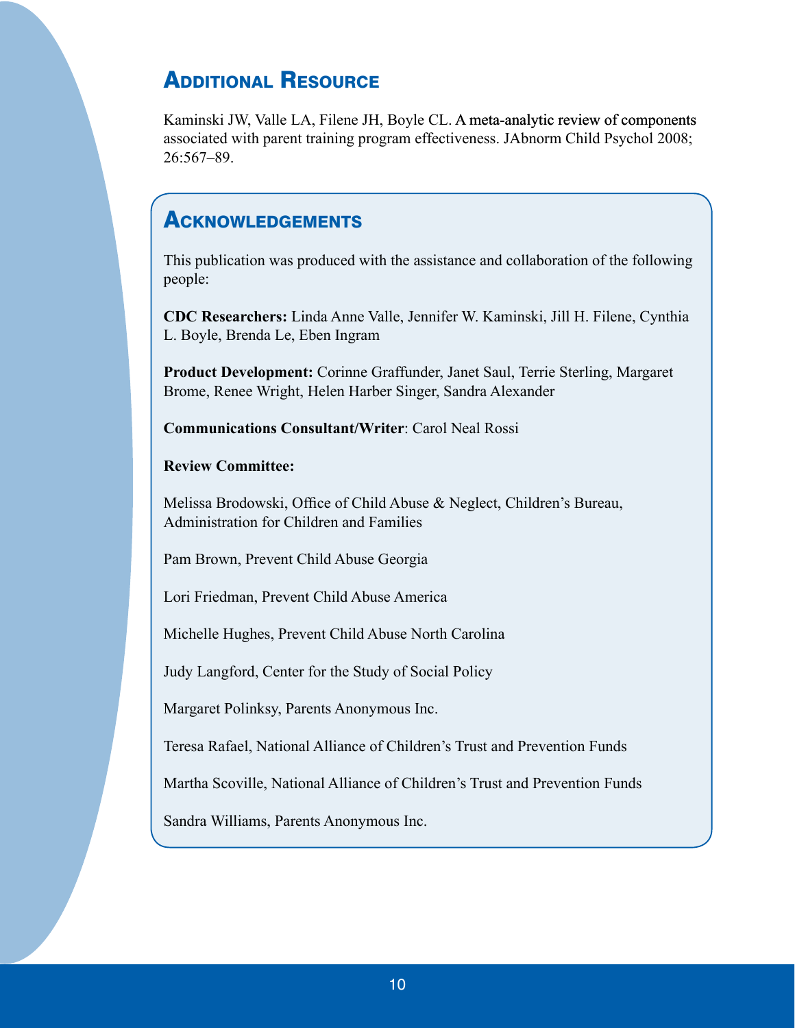## Additional Resource

Kaminski JW, Valle LA, Filene JH, Boyle CL. A meta-analytic review of components associated with parent training program effectiveness. JAbnorm Child Psychol 2008; 26:567–89.

## Acknowledgements

This publication was produced with the assistance and collaboration of the following people:

**CDC Researchers:** Linda Anne Valle, Jennifer W. Kaminski, Jill H. Filene, Cynthia L. Boyle, Brenda Le, Eben Ingram

**Product Development:** Corinne Graffunder, Janet Saul, Terrie Sterling, Margaret Brome, Renee Wright, Helen Harber Singer, Sandra Alexander

**Communications Consultant/Writer**: Carol Neal Rossi

**Review Committee:**

Melissa Brodowski, Office of Child Abuse & Neglect, Children's Bureau, Administration for Children and Families

Pam Brown, Prevent Child Abuse Georgia

Lori Friedman, Prevent Child Abuse America

Michelle Hughes, Prevent Child Abuse North Carolina

Judy Langford, Center for the Study of Social Policy

Margaret Polinksy, Parents Anonymous Inc.

Teresa Rafael, National Alliance of Children's Trust and Prevention Funds

Martha Scoville, National Alliance of Children's Trust and Prevention Funds

Sandra Williams, Parents Anonymous Inc.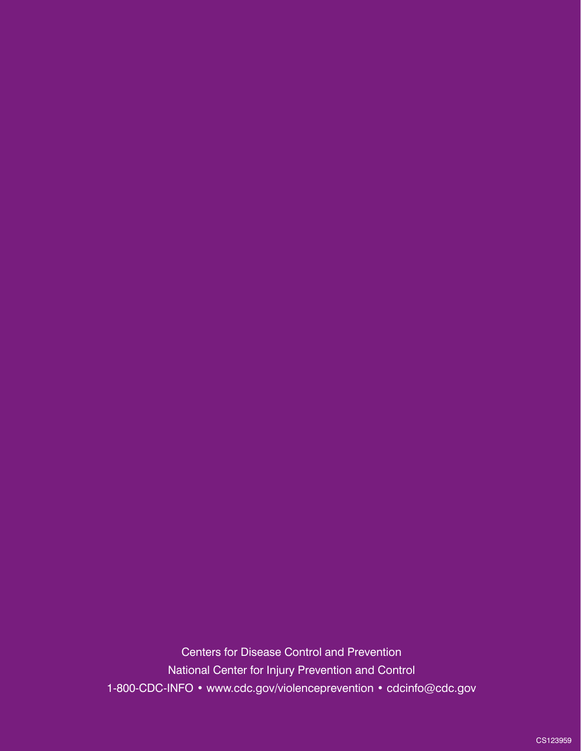Centers for Disease Control and Prevention

National Center for Injury Prevention and Control

1-800-CDC-INFO • www.cdc.gov/violenceprevention • cdcinfo@cdc.gov

CS123959